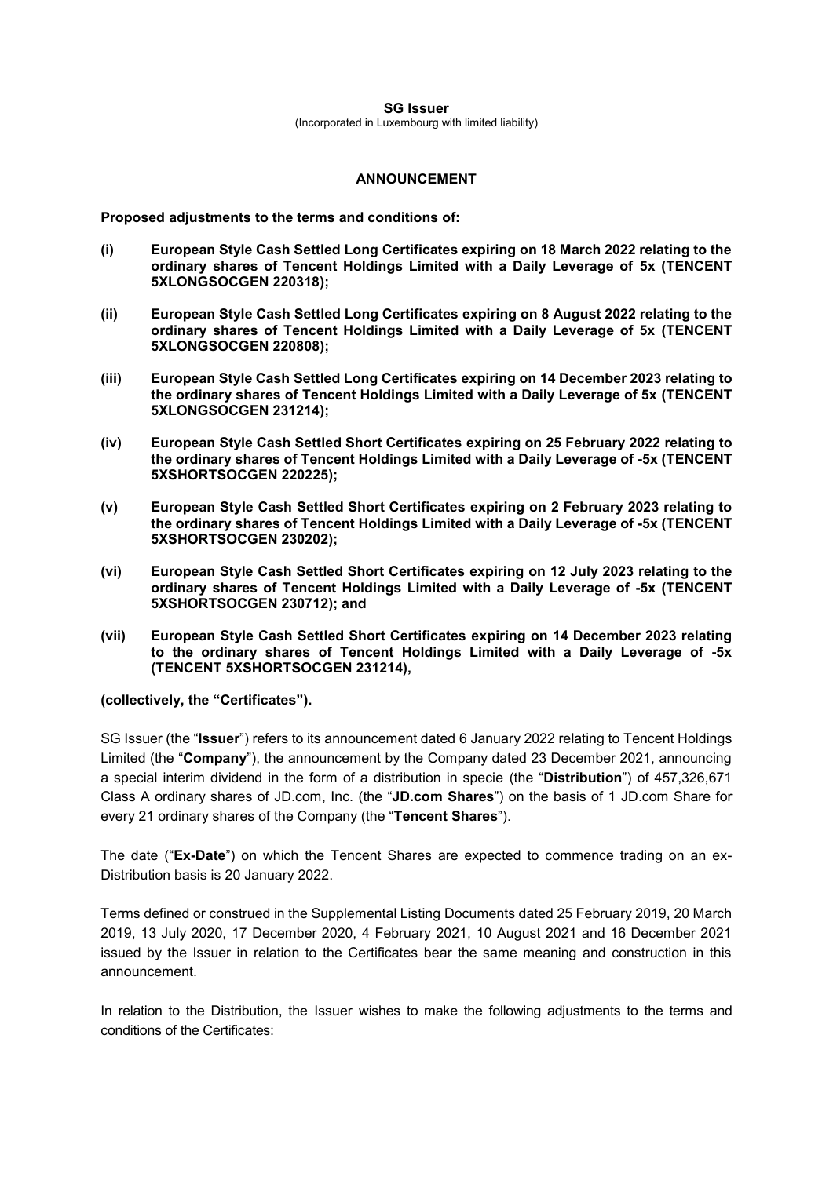**SG Issuer**

(Incorporated in Luxembourg with limited liability)

**ANNOUNCEMENT**

**Proposed adjustments to the terms and conditions of:**

**(i) European Style Cash Settled Long Certificates expiring on 18 March 2022 relating to the ordinary shares of Tencent Holdings Limited with a Daily Leverage of 5x (TENCENT 5XLONGSOCGEN 220318);**

**(ii) European Style Cash Settled Long Certificates expiring on 8 August 2022 relating to the ordinary shares of Tencent Holdings Limited with a Daily Leverage of 5x (TENCENT 5XLONGSOCGEN 220808);**

**(iii) European Style Cash Settled Long Certificates expiring on 14 December 2023 relating to the ordinary shares of Tencent Holdings Limited with a Daily Leverage of 5x (TENCENT 5XLONGSOCGEN 231214);**

**(iv) European Style Cash Settled Short Certificates expiring on 25 February 2022 relating to the ordinary shares of Tencent Holdings Limited with a Daily Leverage of -5x (TENCENT 5XSHORTSOCGEN 220225);**

**(v) European Style Cash Settled Short Certificates expiring on 2 February 2023 relating to the ordinary shares of Tencent Holdings Limited with a Daily Leverage of -5x (TENCENT 5XSHORTSOCGEN 230202);**

**(vi) European Style Cash Settled Short Certificates expiring on 12 July 2023 relating to the ordinary shares of Tencent Holdings Limited with a Daily Leverage of -5x (TENCENT 5XSHORTSOCGEN 230712); and**

**(vii) European Style Cash Settled Short Certificates expiring on 14 December 2023 relating to the ordinary shares of Tencent Holdings Limited with a Daily Leverage of -5x (TENCENT 5XSHORTSOCGEN 231214),**

**(collectively, the "Certificates").**

SG Issuer (the "**Issuer**") refers to its announcement dated 6 January 2022 relating to Tencent Holdings Limited (the "**Company**"), the announcement by the Company dated 23 December 2021, announcing a special interim dividend in the form of a distribution in specie (the "**Distribution**") of 457,326,671 Class A ordinary shares of JD.com, Inc. (the "**JD.com Shares**") on the basis of 1 JD.com Share for every 21 ordinary shares of the Company (the "**Tencent Shares**").

The date ("**Ex-Date**") on which the Tencent Shares are expected to commence trading on an ex-Distribution basis is 20 January 2022.

Terms defined or construed in the Supplemental Listing Documents dated 25 February 2019, 20 March 2019, 13 July 2020, 17 December 2020, 4 February 2021, 10 August 2021 and 16 December 2021 issued by the Issuer in relation to the Certificates bear the same meaning and construction in this announcement.

In relation to the Distribution, the Issuer wishes to make the following adjustments to the terms and conditions of the Certificates: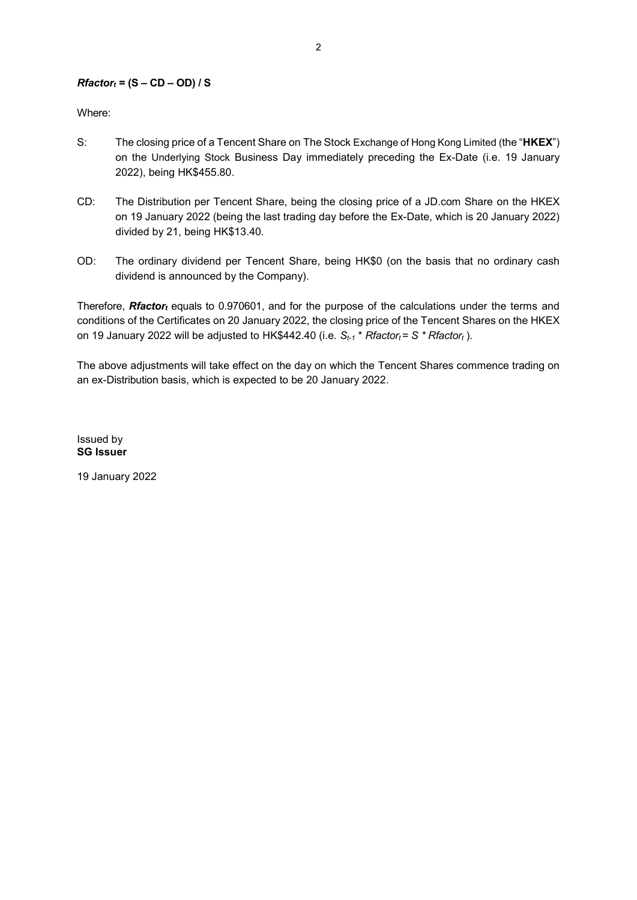***$Rfactor_t$* = (S – CD – OD) / S**

Where:

S: The closing price of a Tencent Share on The Stock Exchange of Hong Kong Limited (the "**HKEX**") on the Underlying Stock Business Day immediately preceding the Ex-Date (i.e. 19 January 2022), being HK$455.80.

CD: The Distribution per Tencent Share, being the closing price of a JD.com Share on the HKEX on 19 January 2022 (being the last trading day before the Ex-Date, which is 20 January 2022) divided by 21, being HK$13.40.

OD: The ordinary dividend per Tencent Share, being HK$0 (on the basis that no ordinary cash dividend is announced by the Company).

Therefore, ***$Rfactor_t$*** equals to 0.970601, and for the purpose of the calculations under the terms and conditions of the Certificates on 20 January 2022, the closing price of the Tencent Shares on the HKEX on 19 January 2022 will be adjusted to HK$442.40 (i.e. $S_{t-1} * Rfactor_t = S * Rfactor_t$ ).

The above adjustments will take effect on the day on which the Tencent Shares commence trading on an ex-Distribution basis, which is expected to be 20 January 2022.

Issued by
**SG Issuer**

19 January 2022